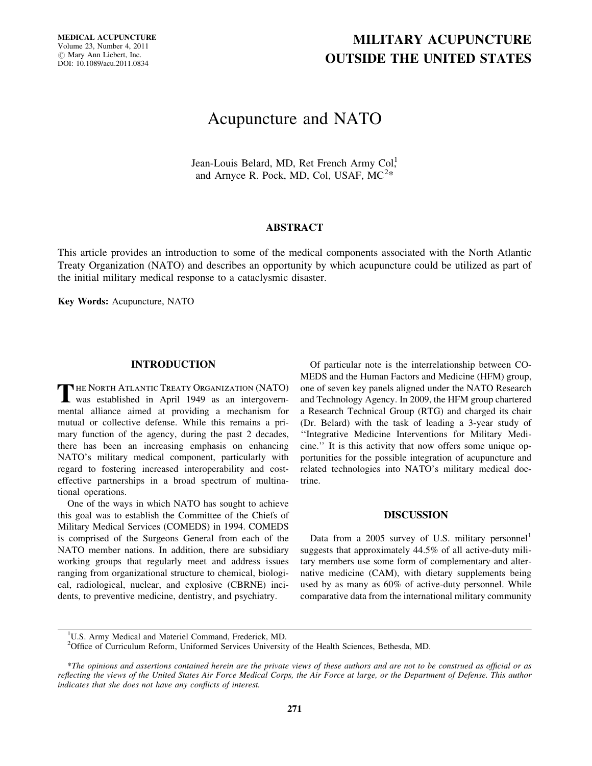# MILITARY ACUPUNCTURE OUTSIDE THE UNITED STATES

# Acupuncture and NATO

Jean-Louis Belard, MD, Ret French Army Col,[1] and Arnyce R. Pock, MD, Col, USAF, MC[2]*

## ABSTRACT

This article provides an introduction to some of the medical components associated with the North Atlantic Treaty Organization (NATO) and describes an opportunity by which acupuncture could be utilized as part of the initial military medical response to a cataclysmic disaster.

**Key Words:** Acupuncture, NATO

## INTRODUCTION

The North Atlantic Treaty Organization (NATO) was established in April 1949 as an intergovernmental alliance aimed at providing a mechanism for mutual or collective defense. While this remains a primary function of the agency, during the past 2 decades, there has been an increasing emphasis on enhancing NATO's military medical component, particularly with regard to fostering increased interoperability and cost-effective partnerships in a broad spectrum of multinational operations.

One of the ways in which NATO has sought to achieve this goal was to establish the Committee of the Chiefs of Military Medical Services (COMEDS) in 1994. COMEDS is comprised of the Surgeons General from each of the NATO member nations. In addition, there are subsidiary working groups that regularly meet and address issues ranging from organizational structure to chemical, biological, radiological, nuclear, and explosive (CBRNE) incidents, to preventive medicine, dentistry, and psychiatry.

Of particular note is the interrelationship between COMEDS and the Human Factors and Medicine (HFM) group, one of seven key panels aligned under the NATO Research and Technology Agency. In 2009, the HFM group chartered a Research Technical Group (RTG) and charged its chair (Dr. Belard) with the task of leading a 3-year study of ''Integrative Medicine Interventions for Military Medicine.'' It is this activity that now offers some unique opportunities for the possible integration of acupuncture and related technologies into NATO's military medical doctrine.

## DISCUSSION

Data from a 2005 survey of U.S. military personnel[1] suggests that approximately 44.5% of all active-duty military members use some form of complementary and alternative medicine (CAM), with dietary supplements being used by as many as 60% of active-duty personnel. While comparative data from the international military community

---

[1]U.S. Army Medical and Materiel Command, Frederick, MD.
[2]Office of Curriculum Reform, Uniformed Services University of the Health Sciences, Bethesda, MD.

**The opinions and assertions contained herein are the private views of these authors and are not to be construed as official or as reflecting the views of the United States Air Force Medical Corps, the Air Force at large, or the Department of Defense. This author indicates that she does not have any conflicts of interest.*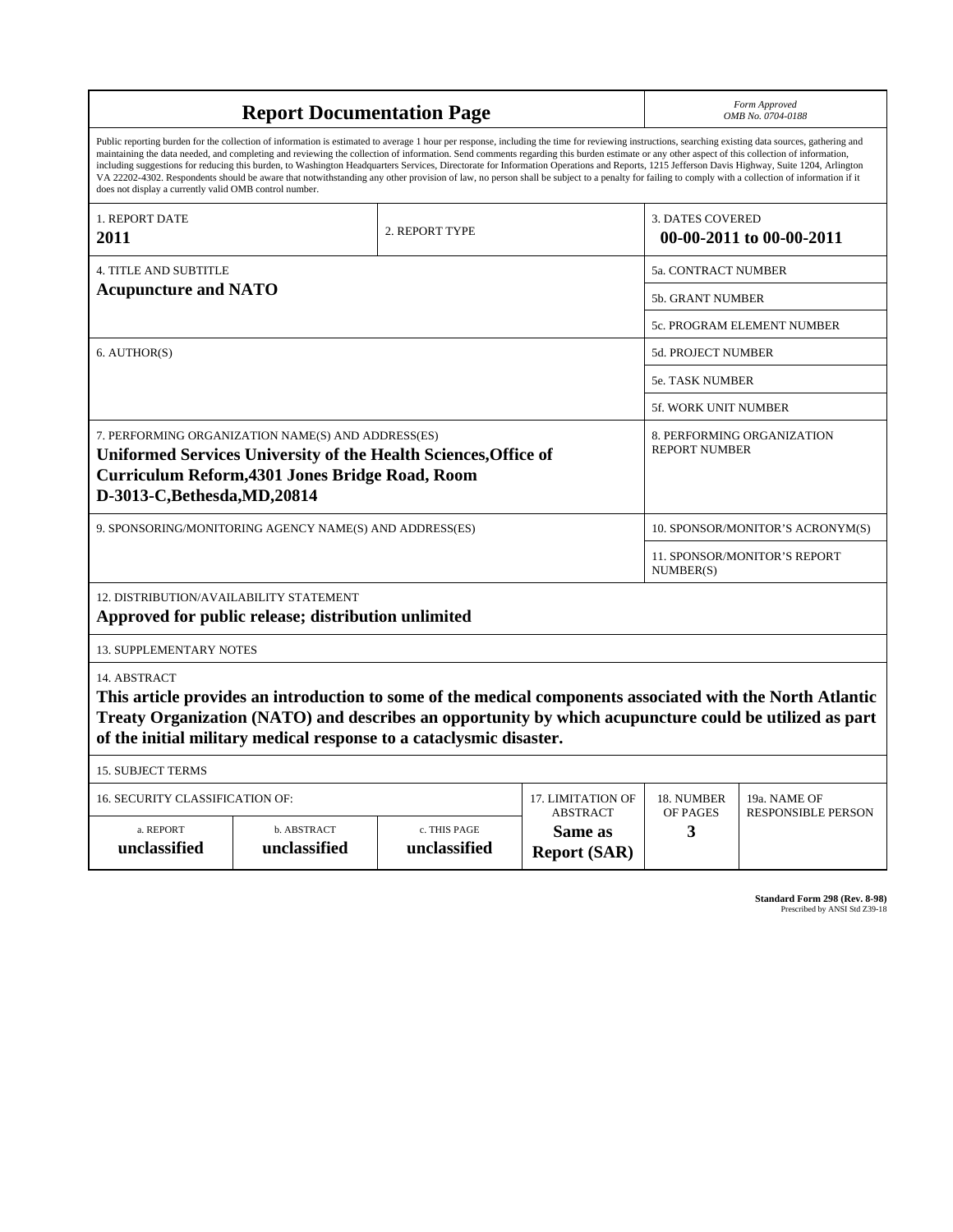# Report Documentation Page

*Form Approved*
*OMB No. 0704-0188*

Public reporting burden for the collection of information is estimated to average 1 hour per response, including the time for reviewing instructions, searching existing data sources, gathering and maintaining the data needed, and completing and reviewing the collection of information. Send comments regarding this burden estimate or any other aspect of this collection of information, including suggestions for reducing this burden, to Washington Headquarters Services, Directorate for Information Operations and Reports, 1215 Jefferson Davis Highway, Suite 1204, Arlington VA 22202-4302. Respondents should be aware that notwithstanding any other provision of law, no person shall be subject to a penalty for failing to comply with a collection of information if it does not display a currently valid OMB control number.

| | | |
|---|---|---|
| 1. REPORT DATE **2011** | 2. REPORT TYPE | 3. DATES COVERED **00-00-2011 to 00-00-2011** |

| | |
|---|---|
| 4. TITLE AND SUBTITLE **Acupuncture and NATO** | 5a. CONTRACT NUMBER |
| | 5b. GRANT NUMBER |
| | 5c. PROGRAM ELEMENT NUMBER |
| 6. AUTHOR(S) | 5d. PROJECT NUMBER |
| | 5e. TASK NUMBER |
| | 5f. WORK UNIT NUMBER |
| 7. PERFORMING ORGANIZATION NAME(S) AND ADDRESS(ES) **Uniformed Services University of the Health Sciences,Office of Curriculum Reform,4301 Jones Bridge Road, Room D-3013-C,Bethesda,MD,20814** | 8. PERFORMING ORGANIZATION REPORT NUMBER |
| 9. SPONSORING/MONITORING AGENCY NAME(S) AND ADDRESS(ES) | 10. SPONSOR/MONITOR'S ACRONYM(S) |
| | 11. SPONSOR/MONITOR'S REPORT NUMBER(S) |

12. DISTRIBUTION/AVAILABILITY STATEMENT
**Approved for public release; distribution unlimited**

13. SUPPLEMENTARY NOTES

14. ABSTRACT
**This article provides an introduction to some of the medical components associated with the North Atlantic Treaty Organization (NATO) and describes an opportunity by which acupuncture could be utilized as part of the initial military medical response to a cataclysmic disaster.**

15. SUBJECT TERMS

| 16. SECURITY CLASSIFICATION OF: | | | 17. LIMITATION OF ABSTRACT | 18. NUMBER OF PAGES | 19a. NAME OF RESPONSIBLE PERSON |
|---|---|---|---|---|---|
| a. REPORT **unclassified** | b. ABSTRACT **unclassified** | c. THIS PAGE **unclassified** | **Same as Report (SAR)** | **3** | |

**Standard Form 298 (Rev. 8-98)**
Prescribed by ANSI Std Z39-18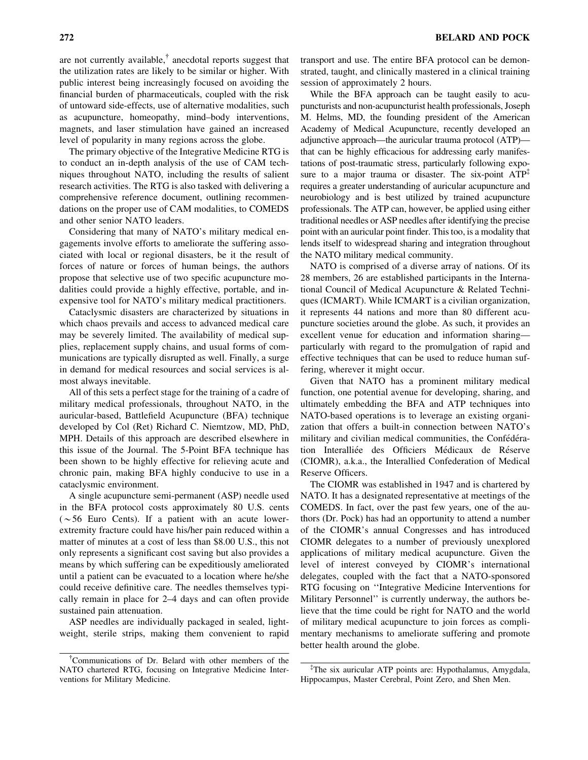are not currently available,[†] anecdotal reports suggest that the utilization rates are likely to be similar or higher. With public interest being increasingly focused on avoiding the financial burden of pharmaceuticals, coupled with the risk of untoward side-effects, use of alternative modalities, such as acupuncture, homeopathy, mind–body interventions, magnets, and laser stimulation have gained an increased level of popularity in many regions across the globe.

The primary objective of the Integrative Medicine RTG is to conduct an in-depth analysis of the use of CAM techniques throughout NATO, including the results of salient research activities. The RTG is also tasked with delivering a comprehensive reference document, outlining recommendations on the proper use of CAM modalities, to COMEDS and other senior NATO leaders.

Considering that many of NATO's military medical engagements involve efforts to ameliorate the suffering associated with local or regional disasters, be it the result of forces of nature or forces of human beings, the authors propose that selective use of two specific acupuncture modalities could provide a highly effective, portable, and inexpensive tool for NATO's military medical practitioners.

Cataclysmic disasters are characterized by situations in which chaos prevails and access to advanced medical care may be severely limited. The availability of medical supplies, replacement supply chains, and usual forms of communications are typically disrupted as well. Finally, a surge in demand for medical resources and social services is almost always inevitable.

All of this sets a perfect stage for the training of a cadre of military medical professionals, throughout NATO, in the auricular-based, Battlefield Acupuncture (BFA) technique developed by Col (Ret) Richard C. Niemtzow, MD, PhD, MPH. Details of this approach are described elsewhere in this issue of the Journal. The 5-Point BFA technique has been shown to be highly effective for relieving acute and chronic pain, making BFA highly conducive to use in a cataclysmic environment.

A single acupuncture semi-permanent (ASP) needle used in the BFA protocol costs approximately 80 U.S. cents (~56 Euro Cents). If a patient with an acute lower-extremity fracture could have his/her pain reduced within a matter of minutes at a cost of less than $8.00 U.S., this not only represents a significant cost saving but also provides a means by which suffering can be expeditiously ameliorated until a patient can be evacuated to a location where he/she could receive definitive care. The needles themselves typically remain in place for 2–4 days and can often provide sustained pain attenuation.

ASP needles are individually packaged in sealed, lightweight, sterile strips, making them convenient to rapid transport and use. The entire BFA protocol can be demonstrated, taught, and clinically mastered in a clinical training session of approximately 2 hours.

While the BFA approach can be taught easily to acupuncturists and non-acupuncturist health professionals, Joseph M. Helms, MD, the founding president of the American Academy of Medical Acupuncture, recently developed an adjunctive approach—the auricular trauma protocol (ATP)—that can be highly efficacious for addressing early manifestations of post-traumatic stress, particularly following exposure to a major trauma or disaster. The six-point ATP[‡] requires a greater understanding of auricular acupuncture and neurobiology and is best utilized by trained acupuncture professionals. The ATP can, however, be applied using either traditional needles or ASP needles after identifying the precise point with an auricular point finder. This too, is a modality that lends itself to widespread sharing and integration throughout the NATO military medical community.

NATO is comprised of a diverse array of nations. Of its 28 members, 26 are established participants in the International Council of Medical Acupuncture & Related Techniques (ICMART). While ICMART is a civilian organization, it represents 44 nations and more than 80 different acupuncture societies around the globe. As such, it provides an excellent venue for education and information sharing—particularly with regard to the promulgation of rapid and effective techniques that can be used to reduce human suffering, wherever it might occur.

Given that NATO has a prominent military medical function, one potential avenue for developing, sharing, and ultimately embedding the BFA and ATP techniques into NATO-based operations is to leverage an existing organization that offers a built-in connection between NATO's military and civilian medical communities, the Confédération Interalliée des Officiers Médicaux de Réserve (CIOMR), a.k.a., the Interallied Confederation of Medical Reserve Officers.

The CIOMR was established in 1947 and is chartered by NATO. It has a designated representative at meetings of the COMEDS. In fact, over the past few years, one of the authors (Dr. Pock) has had an opportunity to attend a number of the CIOMR's annual Congresses and has introduced CIOMR delegates to a number of previously unexplored applications of military medical acupuncture. Given the level of interest conveyed by CIOMR's international delegates, coupled with the fact that a NATO-sponsored RTG focusing on ''Integrative Medicine Interventions for Military Personnel'' is currently underway, the authors believe that the time could be right for NATO and the world of military medical acupuncture to join forces as complimentary mechanisms to ameliorate suffering and promote better health around the globe.

---

[†]Communications of Dr. Belard with other members of the NATO chartered RTG, focusing on Integrative Medicine Interventions for Military Medicine.

[‡]The six auricular ATP points are: Hypothalamus, Amygdala, Hippocampus, Master Cerebral, Point Zero, and Shen Men.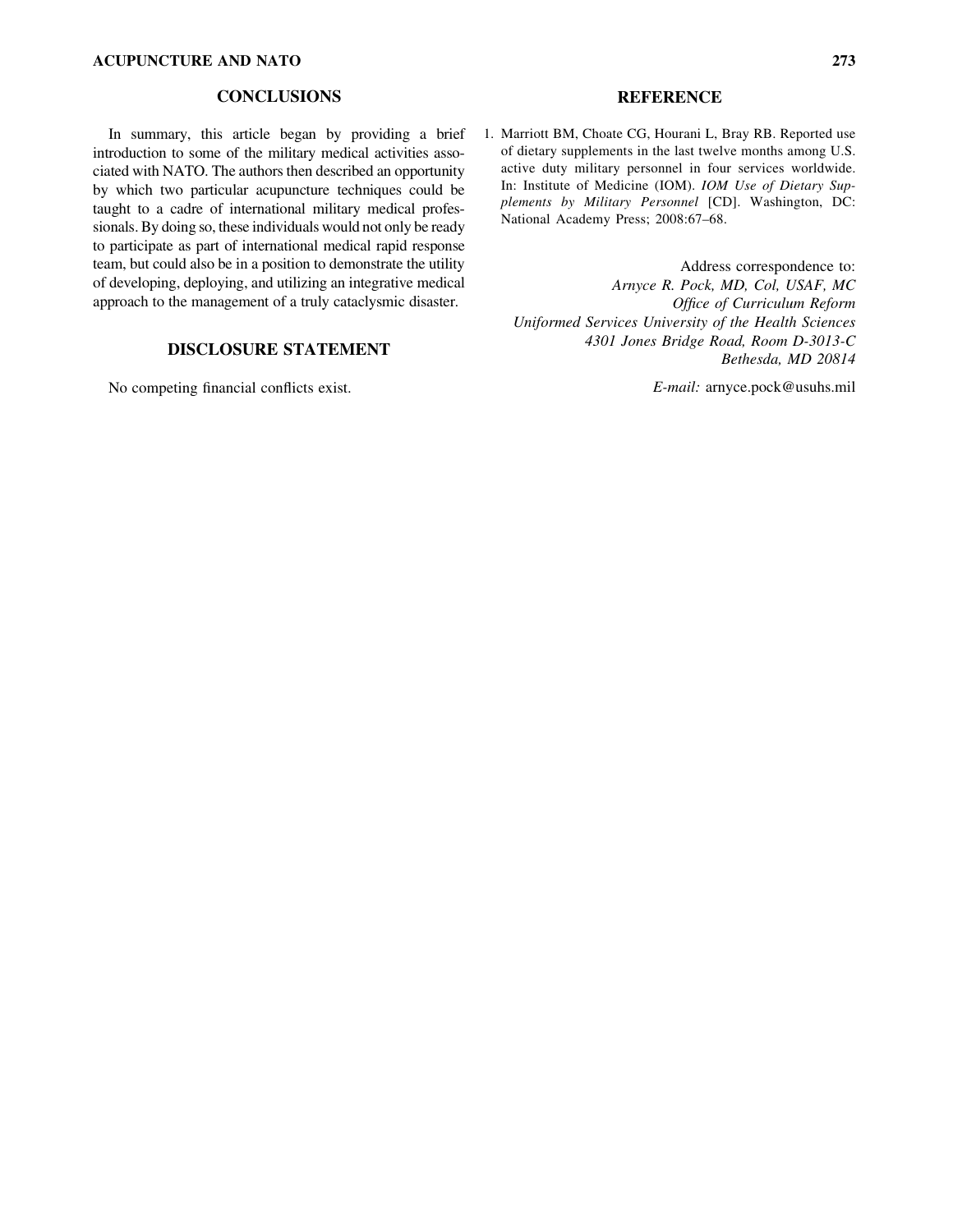## CONCLUSIONS

In summary, this article began by providing a brief introduction to some of the military medical activities associated with NATO. The authors then described an opportunity by which two particular acupuncture techniques could be taught to a cadre of international military medical professionals. By doing so, these individuals would not only be ready to participate as part of international medical rapid response team, but could also be in a position to demonstrate the utility of developing, deploying, and utilizing an integrative medical approach to the management of a truly cataclysmic disaster.

## DISCLOSURE STATEMENT

No competing financial conflicts exist.

## REFERENCE

1. Marriott BM, Choate CG, Hourani L, Bray RB. Reported use of dietary supplements in the last twelve months among U.S. active duty military personnel in four services worldwide. In: Institute of Medicine (IOM). *IOM Use of Dietary Supplements by Military Personnel* [CD]. Washington, DC: National Academy Press; 2008:67–68.

Address correspondence to:
*Arnyce R. Pock, MD, Col, USAF, MC*
*Office of Curriculum Reform*
*Uniformed Services University of the Health Sciences*
*4301 Jones Bridge Road, Room D-3013-C*
*Bethesda, MD 20814*

*E-mail:* arnyce.pock@usuhs.mil